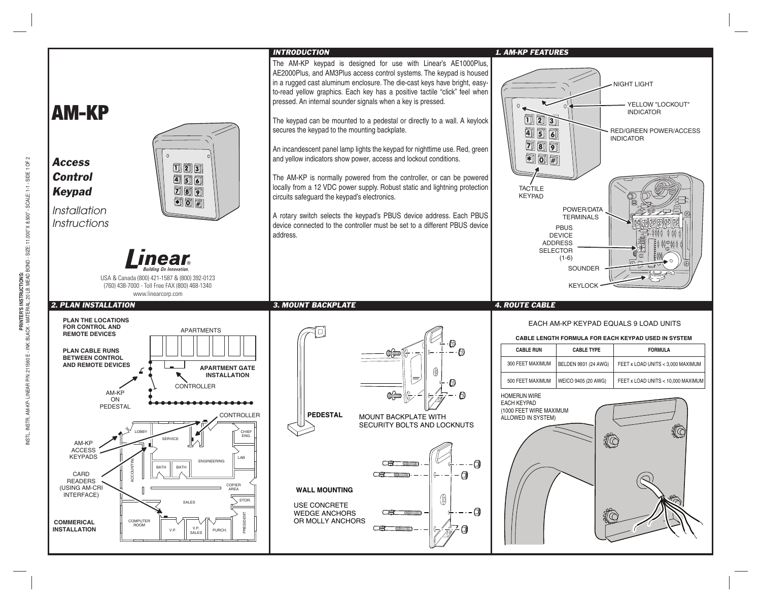# AM-KP

## *Access Control Keypad*

*Installation Instructions*

Linear® Building On Innovation.

USA & Canada (800) 421-1587 & (800) 392-0123
(760) 438-7000 - Toll Free FAX (800) 468-1340
www.linearcorp.com

## INTRODUCTION

The AM-KP keypad is designed for use with Linear's AE1000Plus, AE2000Plus, and AM3Plus access control systems. The keypad is housed in a rugged cast aluminum enclosure. The die-cast keys have bright, easy-to-read yellow graphics. Each key has a positive tactile "click" feel when pressed. An internal sounder signals when a key is pressed.

The keypad can be mounted to a pedestal or directly to a wall. A keylock secures the keypad to the mounting backplate.

An incandescent panel lamp lights the keypad for nighttime use. Red, green and yellow indicators show power, access and lockout conditions.

The AM-KP is normally powered from the controller, or can be powered locally from a 12 VDC power supply. Robust static and lightning protection circuits safeguard the keypad's electronics.

A rotary switch selects the keypad's PBUS device address. Each PBUS device connected to the controller must be set to a different PBUS device address.

## 1. AM-KP FEATURES

- NIGHT LIGHT
- YELLOW "LOCKOUT" INDICATOR
- RED/GREEN POWER/ACCESS INDICATOR
- TACTILE KEYPAD
- POWER/DATA TERMINALS
- PBUS DEVICE ADDRESS SELECTOR (1-6)
- SOUNDER
- KEYLOCK

## 2. PLAN INSTALLATION

**PLAN THE LOCATIONS FOR CONTROL AND REMOTE DEVICES**

**PLAN CABLE RUNS BETWEEN CONTROL AND REMOTE DEVICES**

**APARTMENT GATE INSTALLATION**

APARTMENTS, CONTROLLER, AM-KP ON PEDESTAL

**COMMERICAL INSTALLATION**

CONTROLLER, AM-KP ACCESS KEYPADS, CARD READERS (USING AM-CRI INTERFACE)

LOBBY, SERVICE, CHIEF ENG., ENGINEERING, LAB, ACCOUNTING, BATH, BATH, COPIER AREA, SALES, STOR., COMPUTER ROOM, V.P., V.P. SALES, PURCH., PRESIDENT

## 3. MOUNT BACKPLATE

**PEDESTAL**

MOUNT BACKPLATE WITH SECURITY BOLTS AND LOCKNUTS

**WALL MOUNTING**

USE CONCRETE WEDGE ANCHORS OR MOLLY ANCHORS

## 4. ROUTE CABLE

EACH AM-KP KEYPAD EQUALS 9 LOAD UNITS

**CABLE LENGTH FORMULA FOR EACH KEYPAD USED IN SYSTEM**

| CABLE RUN | CABLE TYPE | FORMULA |
|---|---|---|
| 300 FEET MAXIMUM | BELDEN 9931 (24 AWG) | FEET x LOAD UNITS < 3,000 MAXIMUM |
| 500 FEET MAXIMUM | WEICO 9405 (20 AWG) | FEET x LOAD UNITS < 10,000 MAXIMUM |

HOMERUN WIRE EACH KEYPAD (1000 FEET WIRE MAXIMUM ALLOWED IN SYSTEM)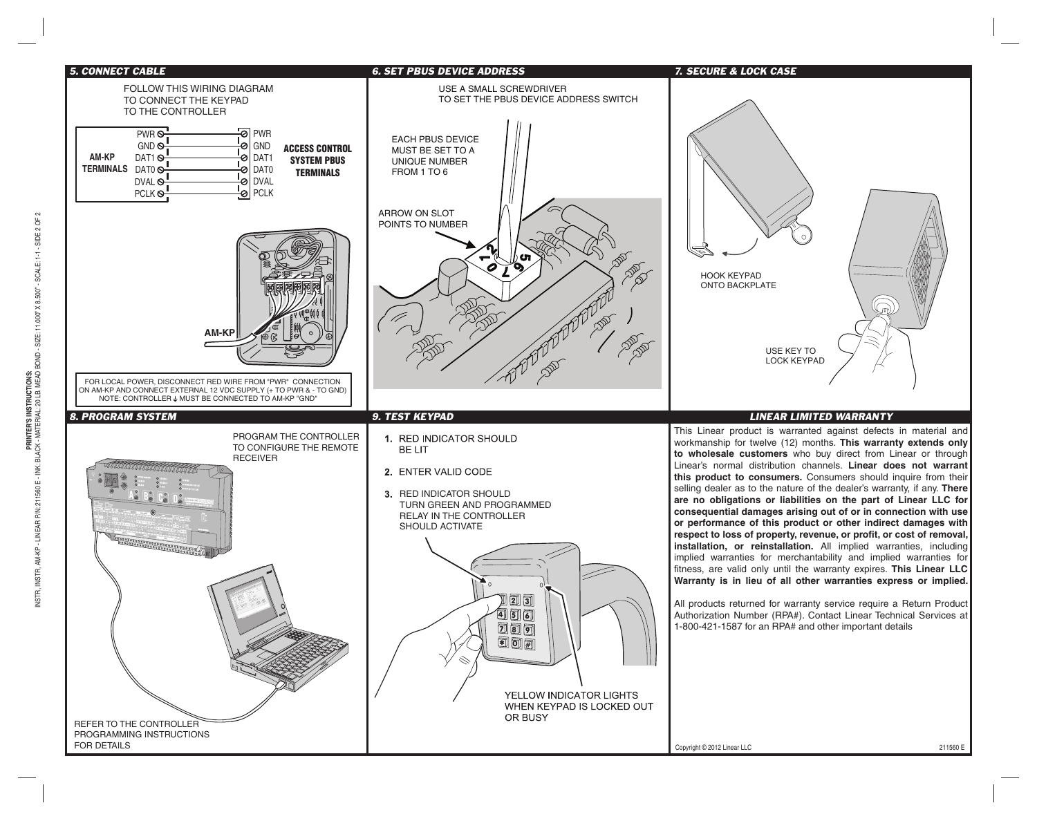## 5. CONNECT CABLE

FOLLOW THIS WIRING DIAGRAM TO CONNECT THE KEYPAD TO THE CONTROLLER

| AM-KP TERMINALS | ACCESS CONTROL SYSTEM PBUS TERMINALS |
| --- | --- |
| PWR | PWR |
| GND | GND |
| DAT1 | DAT1 |
| DAT0 | DAT0 |
| DVAL | DVAL |
| PCLK | PCLK |

AM-KP

FOR LOCAL POWER, DISCONNECT RED WIRE FROM "PWR" CONNECTION ON AM-KP AND CONNECT EXTERNAL 12 VDC SUPPLY (+ TO PWR & - TO GND)
NOTE: CONTROLLER ⏚ MUST BE CONNECTED TO AM-KP "GND"

## 6. SET PBUS DEVICE ADDRESS

USE A SMALL SCREWDRIVER TO SET THE PBUS DEVICE ADDRESS SWITCH

EACH PBUS DEVICE MUST BE SET TO A UNIQUE NUMBER FROM 1 TO 6

ARROW ON SLOT POINTS TO NUMBER

## 7. SECURE & LOCK CASE

HOOK KEYPAD ONTO BACKPLATE

USE KEY TO LOCK KEYPAD

## 8. PROGRAM SYSTEM

PROGRAM THE CONTROLLER TO CONFIGURE THE REMOTE RECEIVER

REFER TO THE CONTROLLER PROGRAMMING INSTRUCTIONS FOR DETAILS

## 9. TEST KEYPAD

1. RED INDICATOR SHOULD BE LIT
2. ENTER VALID CODE
3. RED INDICATOR SHOULD TURN GREEN AND PROGRAMMED RELAY IN THE CONTROLLER SHOULD ACTIVATE

YELLOW INDICATOR LIGHTS WHEN KEYPAD IS LOCKED OUT OR BUSY

## LINEAR LIMITED WARRANTY

This Linear product is warranted against defects in material and workmanship for twelve (12) months. **This warranty extends only to wholesale customers** who buy direct from Linear or through Linear's normal distribution channels. **Linear does not warrant this product to consumers.** Consumers should inquire from their selling dealer as to the nature of the dealer's warranty, if any. **There are no obligations or liabilities on the part of Linear LLC for consequential damages arising out of or in connection with use or performance of this product or other indirect damages with respect to loss of property, revenue, or profit, or cost of removal, installation, or reinstallation.** All implied warranties, including implied warranties for merchantability and implied warranties for fitness, are valid only until the warranty expires. **This Linear LLC Warranty is in lieu of all other warranties express or implied.**

All products returned for warranty service require a Return Product Authorization Number (RPA#). Contact Linear Technical Services at 1-800-421-1587 for an RPA# and other important details

Copyright © 2012 Linear LLC

211560 E